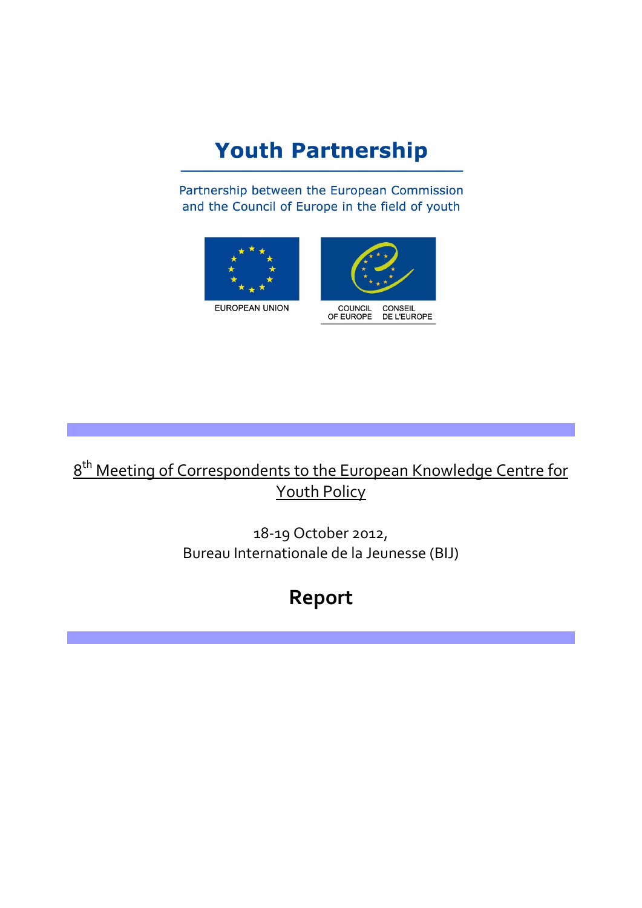# Youth Partnership

Partnership between the European Commission and the Council of Europe in the field of youth

EUROPEAN UNION

COUNCIL OF EUROPE CONSEIL DE L'EUROPE

8th Meeting of Correspondents to the European Knowledge Centre for Youth Policy

18-19 October 2012,
Bureau Internationale de la Jeunesse (BIJ)

# Report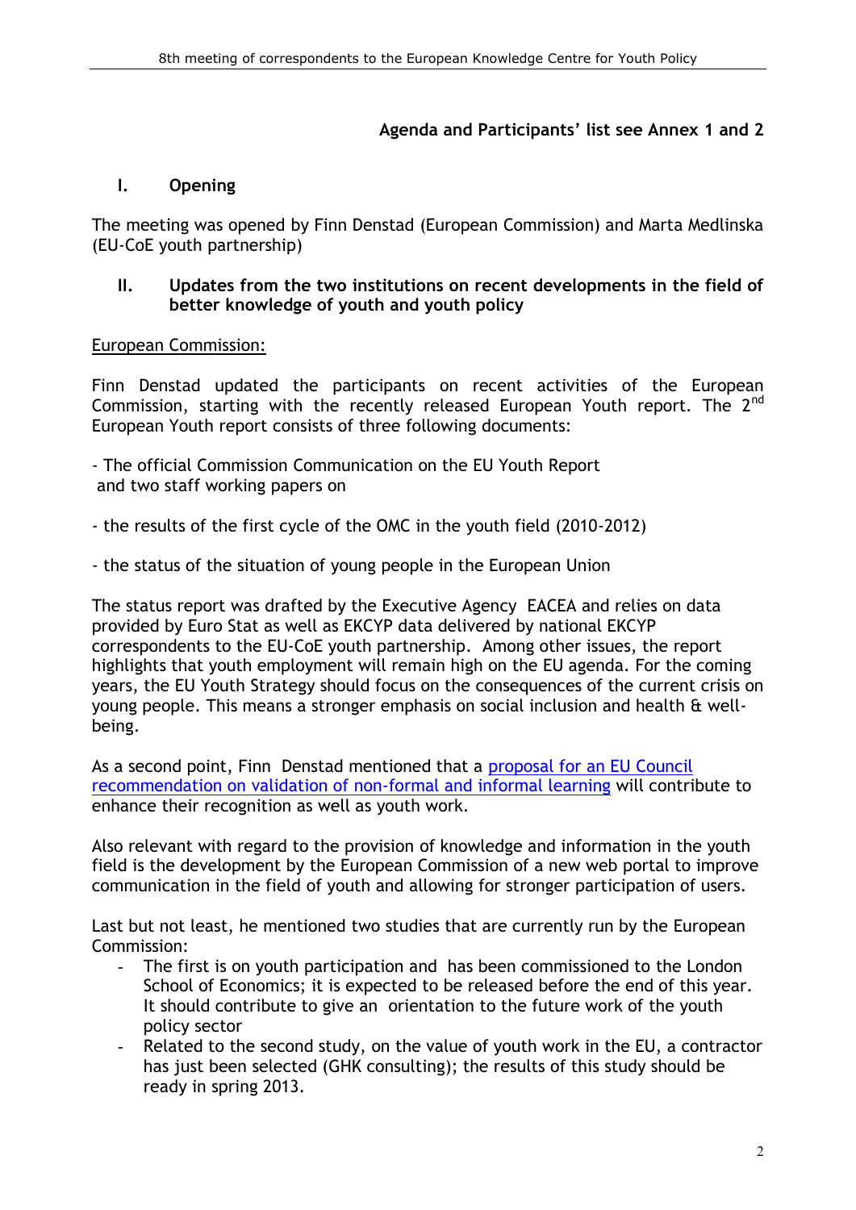**Agenda and Participants' list see Annex 1 and 2**

## I. Opening

The meeting was opened by Finn Denstad (European Commission) and Marta Medlinska (EU-CoE youth partnership)

## II. Updates from the two institutions on recent developments in the field of better knowledge of youth and youth policy

European Commission:

Finn Denstad updated the participants on recent activities of the European Commission, starting with the recently released European Youth report. The 2nd European Youth report consists of three following documents:

- The official Commission Communication on the EU Youth Report
 and two staff working papers on

- the results of the first cycle of the OMC in the youth field (2010-2012)

- the status of the situation of young people in the European Union

The status report was drafted by the Executive Agency EACEA and relies on data provided by Euro Stat as well as EKCYP data delivered by national EKCYP correspondents to the EU-CoE youth partnership. Among other issues, the report highlights that youth employment will remain high on the EU agenda. For the coming years, the EU Youth Strategy should focus on the consequences of the current crisis on young people. This means a stronger emphasis on social inclusion and health & well-being.

As a second point, Finn Denstad mentioned that a proposal for an EU Council recommendation on validation of non-formal and informal learning will contribute to enhance their recognition as well as youth work.

Also relevant with regard to the provision of knowledge and information in the youth field is the development by the European Commission of a new web portal to improve communication in the field of youth and allowing for stronger participation of users.

Last but not least, he mentioned two studies that are currently run by the European Commission:

- The first is on youth participation and has been commissioned to the London School of Economics; it is expected to be released before the end of this year. It should contribute to give an orientation to the future work of the youth policy sector
- Related to the second study, on the value of youth work in the EU, a contractor has just been selected (GHK consulting); the results of this study should be ready in spring 2013.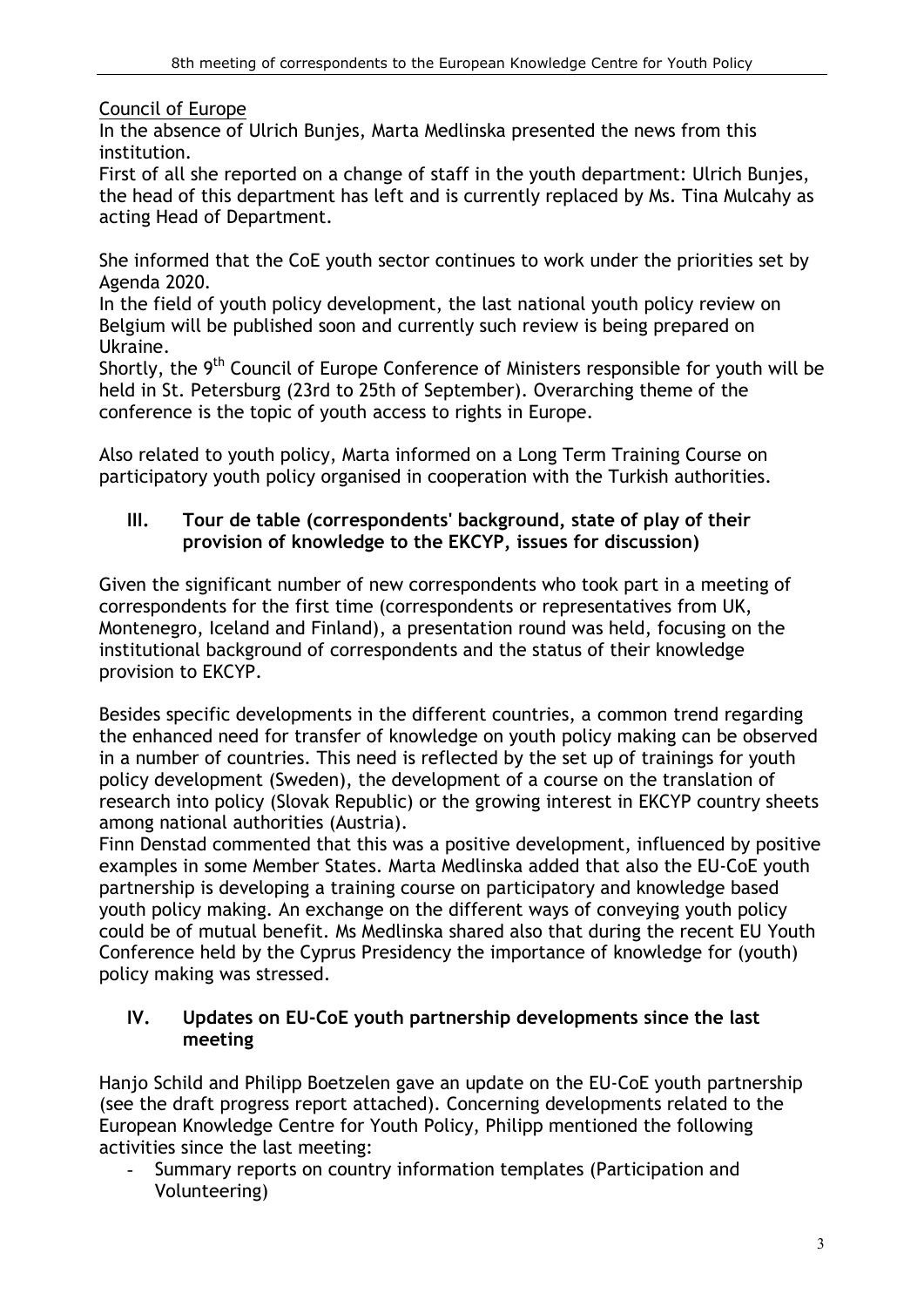Council of Europe

In the absence of Ulrich Bunjes, Marta Medlinska presented the news from this institution.

First of all she reported on a change of staff in the youth department: Ulrich Bunjes, the head of this department has left and is currently replaced by Ms. Tina Mulcahy as acting Head of Department.

She informed that the CoE youth sector continues to work under the priorities set by Agenda 2020.

In the field of youth policy development, the last national youth policy review on Belgium will be published soon and currently such review is being prepared on Ukraine.

Shortly, the 9th Council of Europe Conference of Ministers responsible for youth will be held in St. Petersburg (23rd to 25th of September). Overarching theme of the conference is the topic of youth access to rights in Europe.

Also related to youth policy, Marta informed on a Long Term Training Course on participatory youth policy organised in cooperation with the Turkish authorities.

## III. Tour de table (correspondents' background, state of play of their provision of knowledge to the EKCYP, issues for discussion)

Given the significant number of new correspondents who took part in a meeting of correspondents for the first time (correspondents or representatives from UK, Montenegro, Iceland and Finland), a presentation round was held, focusing on the institutional background of correspondents and the status of their knowledge provision to EKCYP.

Besides specific developments in the different countries, a common trend regarding the enhanced need for transfer of knowledge on youth policy making can be observed in a number of countries. This need is reflected by the set up of trainings for youth policy development (Sweden), the development of a course on the translation of research into policy (Slovak Republic) or the growing interest in EKCYP country sheets among national authorities (Austria).

Finn Denstad commented that this was a positive development, influenced by positive examples in some Member States. Marta Medlinska added that also the EU-CoE youth partnership is developing a training course on participatory and knowledge based youth policy making. An exchange on the different ways of conveying youth policy could be of mutual benefit. Ms Medlinska shared also that during the recent EU Youth Conference held by the Cyprus Presidency the importance of knowledge for (youth) policy making was stressed.

## IV. Updates on EU-CoE youth partnership developments since the last meeting

Hanjo Schild and Philipp Boetzelen gave an update on the EU-CoE youth partnership (see the draft progress report attached). Concerning developments related to the European Knowledge Centre for Youth Policy, Philipp mentioned the following activities since the last meeting:

- Summary reports on country information templates (Participation and Volunteering)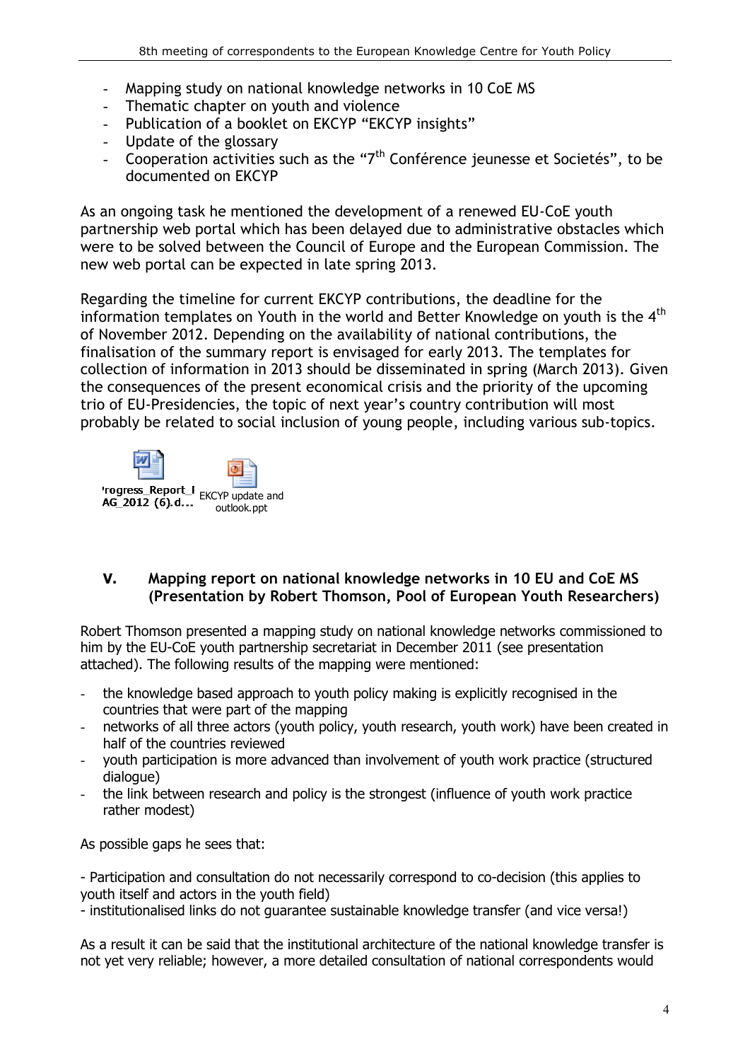- Mapping study on national knowledge networks in 10 CoE MS
- Thematic chapter on youth and violence
- Publication of a booklet on EKCYP "EKCYP insights"
- Update of the glossary
- Cooperation activities such as the "7th Conférence jeunesse et Societés", to be documented on EKCYP

As an ongoing task he mentioned the development of a renewed EU-CoE youth partnership web portal which has been delayed due to administrative obstacles which were to be solved between the Council of Europe and the European Commission. The new web portal can be expected in late spring 2013.

Regarding the timeline for current EKCYP contributions, the deadline for the information templates on Youth in the world and Better Knowledge on youth is the 4th of November 2012. Depending on the availability of national contributions, the finalisation of the summary report is envisaged for early 2013. The templates for collection of information in 2013 should be disseminated in spring (March 2013). Given the consequences of the present economical crisis and the priority of the upcoming trio of EU-Presidencies, the topic of next year's country contribution will most probably be related to social inclusion of young people, including various sub-topics.

'rogress_Report_I AG_2012 (6).d... EKCYP update and outlook.ppt

## V. Mapping report on national knowledge networks in 10 EU and CoE MS (Presentation by Robert Thomson, Pool of European Youth Researchers)

Robert Thomson presented a mapping study on national knowledge networks commissioned to him by the EU-CoE youth partnership secretariat in December 2011 (see presentation attached). The following results of the mapping were mentioned:

- the knowledge based approach to youth policy making is explicitly recognised in the countries that were part of the mapping
- networks of all three actors (youth policy, youth research, youth work) have been created in half of the countries reviewed
- youth participation is more advanced than involvement of youth work practice (structured dialogue)
- the link between research and policy is the strongest (influence of youth work practice rather modest)

As possible gaps he sees that:

- Participation and consultation do not necessarily correspond to co-decision (this applies to youth itself and actors in the youth field)
- institutionalised links do not guarantee sustainable knowledge transfer (and vice versa!)

As a result it can be said that the institutional architecture of the national knowledge transfer is not yet very reliable; however, a more detailed consultation of national correspondents would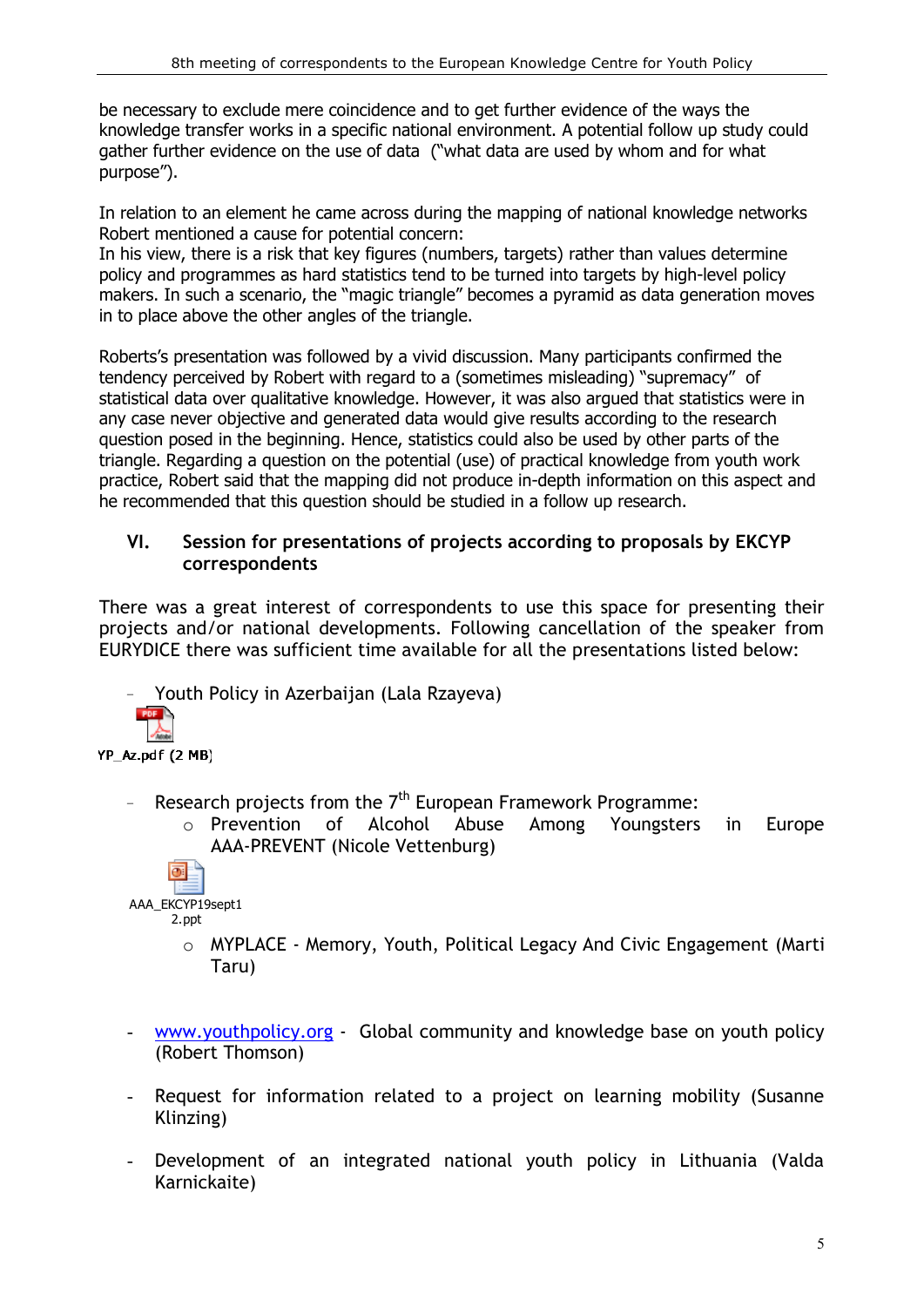be necessary to exclude mere coincidence and to get further evidence of the ways the knowledge transfer works in a specific national environment. A potential follow up study could gather further evidence on the use of data ("what data are used by whom and for what purpose").

In relation to an element he came across during the mapping of national knowledge networks Robert mentioned a cause for potential concern:
In his view, there is a risk that key figures (numbers, targets) rather than values determine policy and programmes as hard statistics tend to be turned into targets by high-level policy makers. In such a scenario, the "magic triangle" becomes a pyramid as data generation moves in to place above the other angles of the triangle.

Roberts's presentation was followed by a vivid discussion. Many participants confirmed the tendency perceived by Robert with regard to a (sometimes misleading) "supremacy" of statistical data over qualitative knowledge. However, it was also argued that statistics were in any case never objective and generated data would give results according to the research question posed in the beginning. Hence, statistics could also be used by other parts of the triangle. Regarding a question on the potential (use) of practical knowledge from youth work practice, Robert said that the mapping did not produce in-depth information on this aspect and he recommended that this question should be studied in a follow up research.

## VI. Session for presentations of projects according to proposals by EKCYP correspondents

There was a great interest of correspondents to use this space for presenting their projects and/or national developments. Following cancellation of the speaker from EURYDICE there was sufficient time available for all the presentations listed below:

- Youth Policy in Azerbaijan (Lala Rzayeva)

YP_Az.pdf (2 MB)

- Research projects from the 7th European Framework Programme:
  - Prevention of Alcohol Abuse Among Youngsters in Europe AAA-PREVENT (Nicole Vettenburg)

    AAA_EKCYP19sept12.ppt

  - MYPLACE - Memory, Youth, Political Legacy And Civic Engagement (Marti Taru)

- www.youthpolicy.org - Global community and knowledge base on youth policy (Robert Thomson)

- Request for information related to a project on learning mobility (Susanne Klinzing)

- Development of an integrated national youth policy in Lithuania (Valda Karnickaite)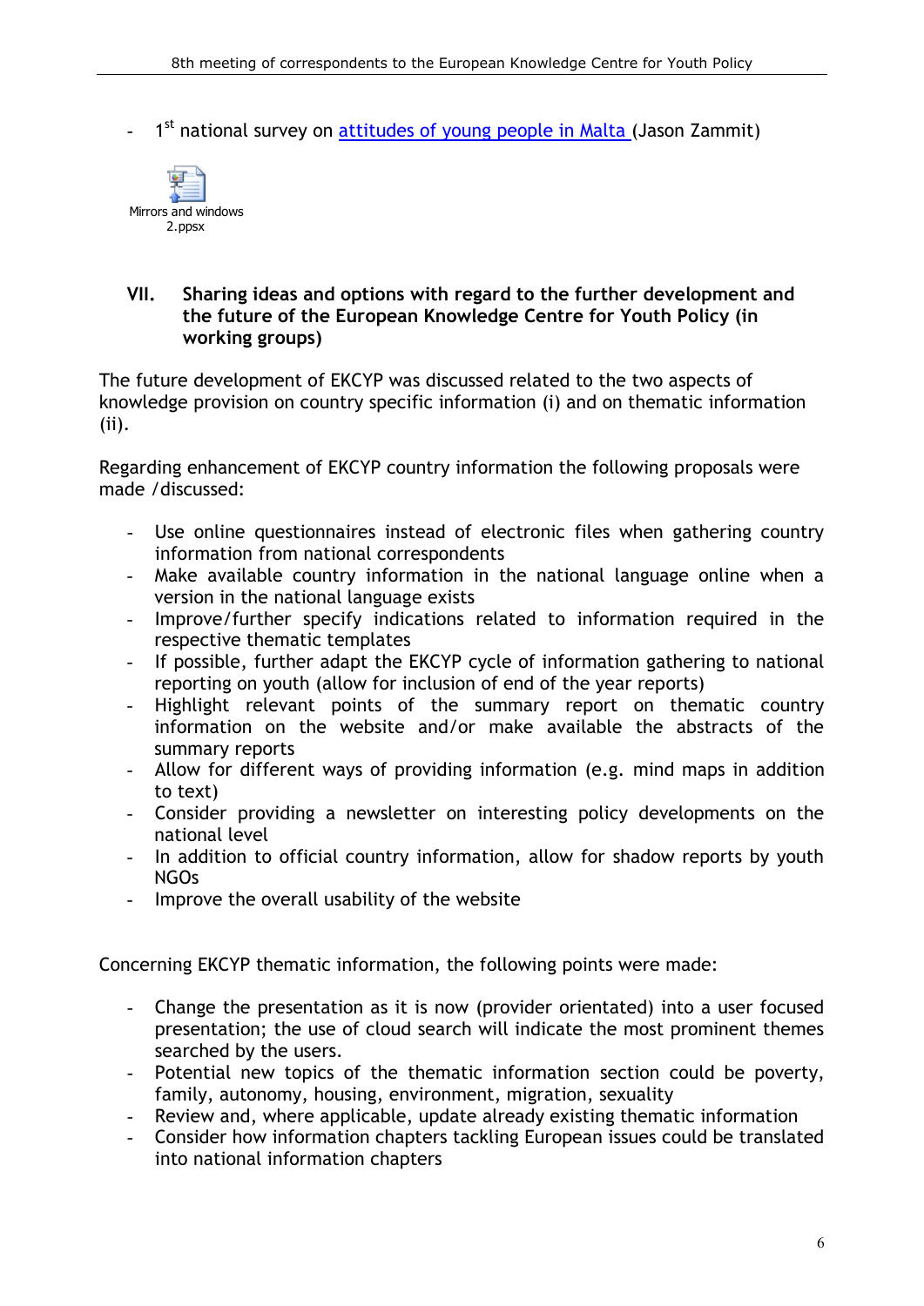- 1st national survey on attitudes of young people in Malta (Jason Zammit)

Mirrors and windows 2.ppsx

## VII. Sharing ideas and options with regard to the further development and the future of the European Knowledge Centre for Youth Policy (in working groups)

The future development of EKCYP was discussed related to the two aspects of knowledge provision on country specific information (i) and on thematic information (ii).

Regarding enhancement of EKCYP country information the following proposals were made /discussed:

- Use online questionnaires instead of electronic files when gathering country information from national correspondents
- Make available country information in the national language online when a version in the national language exists
- Improve/further specify indications related to information required in the respective thematic templates
- If possible, further adapt the EKCYP cycle of information gathering to national reporting on youth (allow for inclusion of end of the year reports)
- Highlight relevant points of the summary report on thematic country information on the website and/or make available the abstracts of the summary reports
- Allow for different ways of providing information (e.g. mind maps in addition to text)
- Consider providing a newsletter on interesting policy developments on the national level
- In addition to official country information, allow for shadow reports by youth NGOs
- Improve the overall usability of the website

Concerning EKCYP thematic information, the following points were made:

- Change the presentation as it is now (provider orientated) into a user focused presentation; the use of cloud search will indicate the most prominent themes searched by the users.
- Potential new topics of the thematic information section could be poverty, family, autonomy, housing, environment, migration, sexuality
- Review and, where applicable, update already existing thematic information
- Consider how information chapters tackling European issues could be translated into national information chapters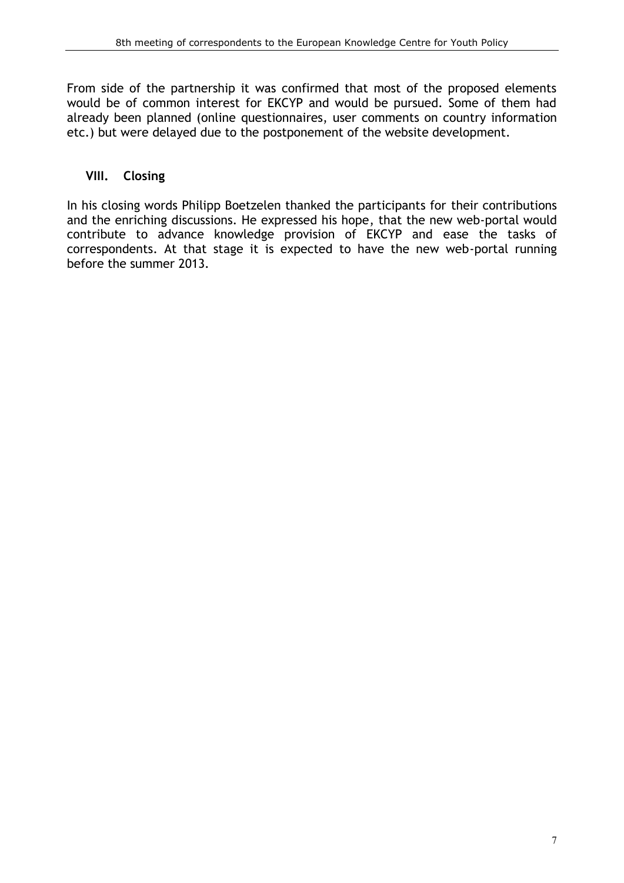From side of the partnership it was confirmed that most of the proposed elements would be of common interest for EKCYP and would be pursued. Some of them had already been planned (online questionnaires, user comments on country information etc.) but were delayed due to the postponement of the website development.

## VIII. Closing

In his closing words Philipp Boetzelen thanked the participants for their contributions and the enriching discussions. He expressed his hope, that the new web-portal would contribute to advance knowledge provision of EKCYP and ease the tasks of correspondents. At that stage it is expected to have the new web-portal running before the summer 2013.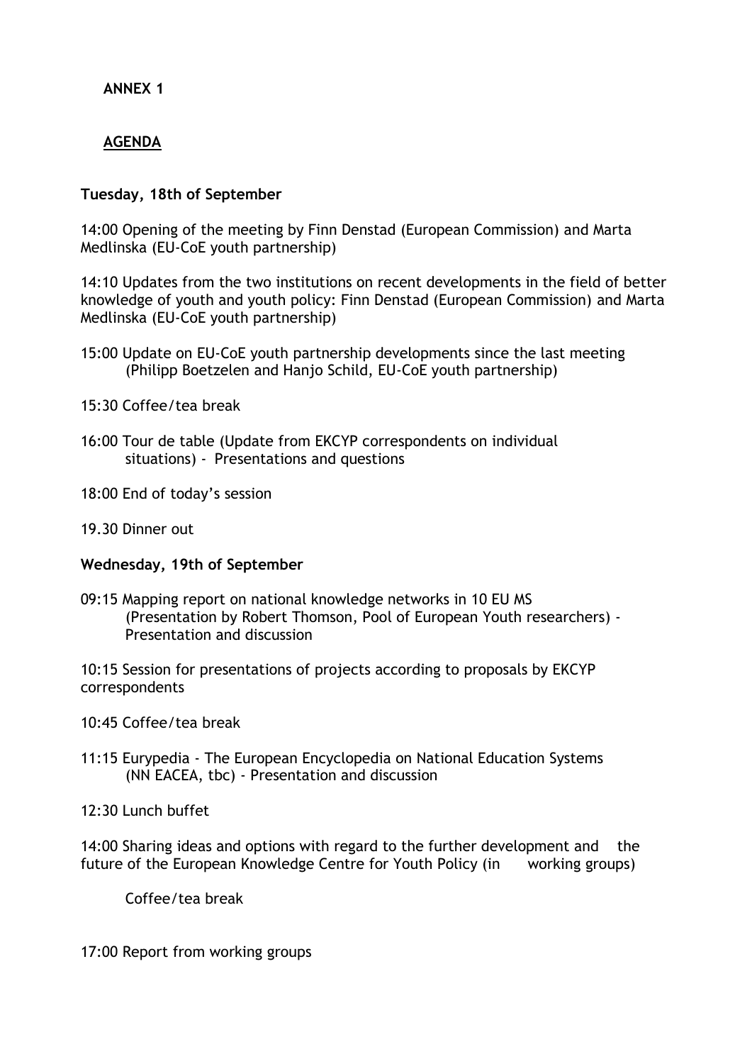**ANNEX 1**

**AGENDA**

**Tuesday, 18th of September**

14:00 Opening of the meeting by Finn Denstad (European Commission) and Marta Medlinska (EU-CoE youth partnership)

14:10 Updates from the two institutions on recent developments in the field of better knowledge of youth and youth policy: Finn Denstad (European Commission) and Marta Medlinska (EU-CoE youth partnership)

15:00 Update on EU-CoE youth partnership developments since the last meeting (Philipp Boetzelen and Hanjo Schild, EU-CoE youth partnership)

15:30 Coffee/tea break

16:00 Tour de table (Update from EKCYP correspondents on individual situations) - Presentations and questions

18:00 End of today's session

19.30 Dinner out

**Wednesday, 19th of September**

09:15 Mapping report on national knowledge networks in 10 EU MS (Presentation by Robert Thomson, Pool of European Youth researchers) - Presentation and discussion

10:15 Session for presentations of projects according to proposals by EKCYP correspondents

10:45 Coffee/tea break

11:15 Eurypedia - The European Encyclopedia on National Education Systems (NN EACEA, tbc) - Presentation and discussion

12:30 Lunch buffet

14:00 Sharing ideas and options with regard to the further development and the future of the European Knowledge Centre for Youth Policy (in working groups)

Coffee/tea break

17:00 Report from working groups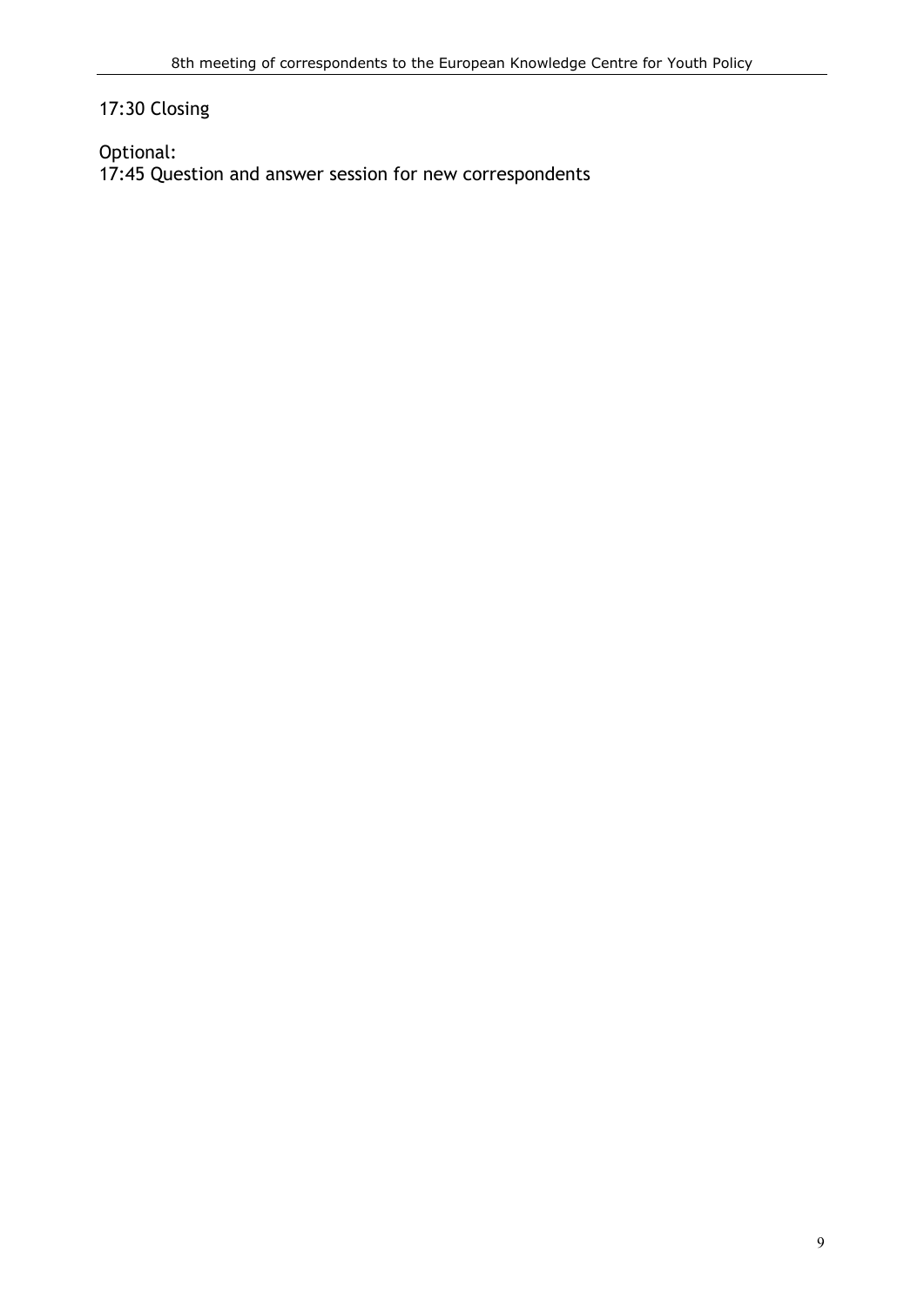17:30 Closing

Optional:
17:45 Question and answer session for new correspondents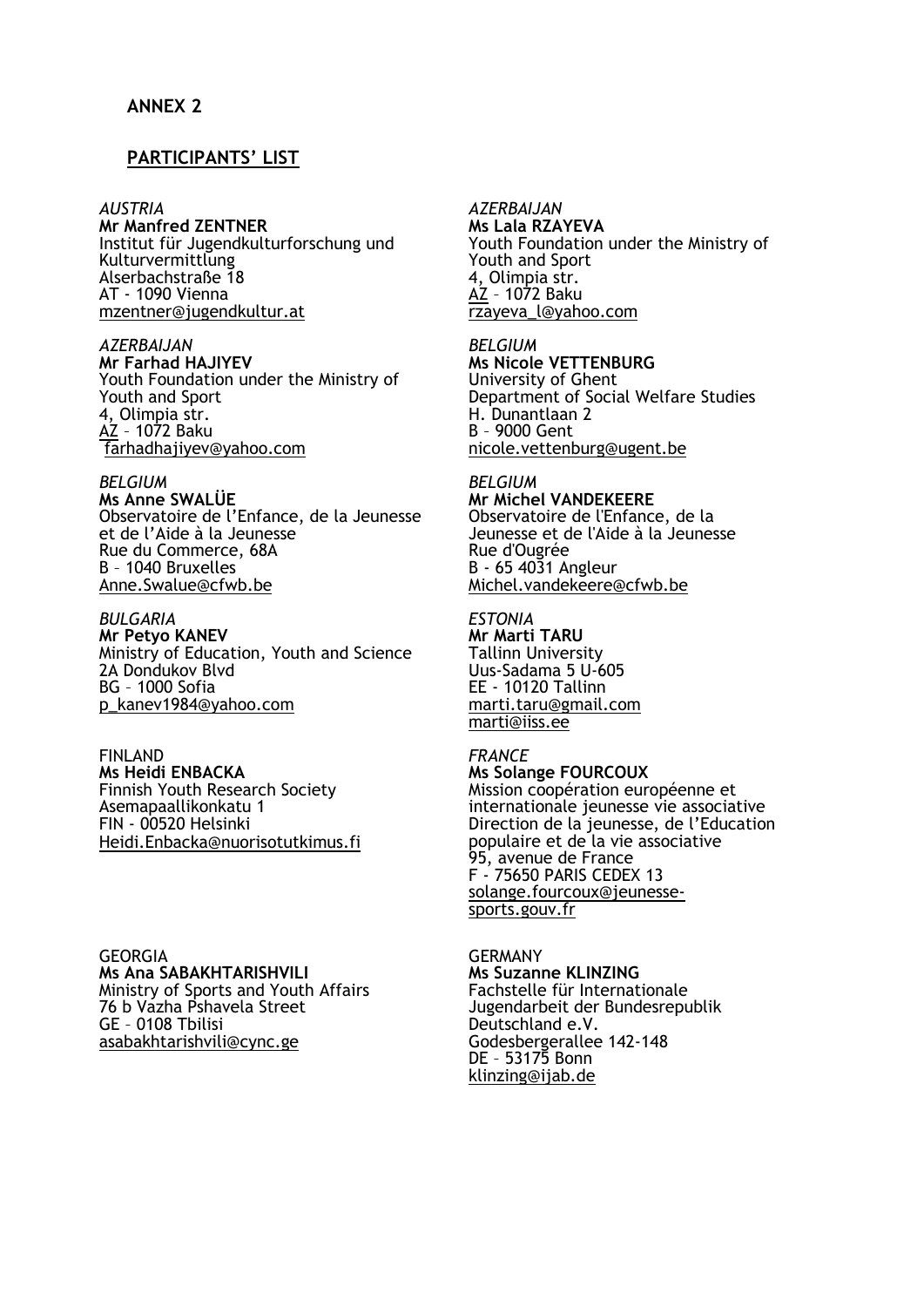**ANNEX 2**

**PARTICIPANTS' LIST**

*AUSTRIA*
**Mr Manfred ZENTNER**
Institut für Jugendkulturforschung und Kulturvermittlung
Alserbachstraße 18
AT - 1090 Vienna
mzentner@jugendkultur.at

*AZERBAIJAN*
**Ms Lala RZAYEVA**
Youth Foundation under the Ministry of Youth and Sport
4, Olimpia str.
AZ – 1072 Baku
rzayeva_l@yahoo.com

*AZERBAIJAN*
**Mr Farhad HAJIYEV**
Youth Foundation under the Ministry of Youth and Sport
4, Olimpia str.
AZ – 1072 Baku
farhadhajiyev@yahoo.com

*BELGIUM*
**Ms Nicole VETTENBURG**
University of Ghent
Department of Social Welfare Studies
H. Dunantlaan 2
B – 9000 Gent
nicole.vettenburg@ugent.be

*BELGIUM*
**Ms Anne SWALÜE**
Observatoire de l'Enfance, de la Jeunesse et de l'Aide à la Jeunesse
Rue du Commerce, 68A
B – 1040 Bruxelles
Anne.Swalue@cfwb.be

*BELGIUM*
**Mr Michel VANDEKEERE**
Observatoire de l'Enfance, de la Jeunesse et de l'Aide à la Jeunesse
Rue d'Ougrée
B - 65 4031 Angleur
Michel.vandekeere@cfwb.be

*BULGARIA*
**Mr Petyo KANEV**
Ministry of Education, Youth and Science
2A Dondukov Blvd
BG – 1000 Sofia
p_kanev1984@yahoo.com

*ESTONIA*
**Mr Marti TARU**
Tallinn University
Uus-Sadama 5 U-605
EE - 10120 Tallinn
marti.taru@gmail.com
marti@iiss.ee

FINLAND
**Ms Heidi ENBACKA**
Finnish Youth Research Society
Asemapaallikonkatu 1
FIN - 00520 Helsinki
Heidi.Enbacka@nuorisotutkimus.fi

*FRANCE*
**Ms Solange FOURCOUX**
Mission coopération européenne et internationale jeunesse vie associative
Direction de la jeunesse, de l'Education populaire et de la vie associative
95, avenue de France
F - 75650 PARIS CEDEX 13
solange.fourcoux@jeunesse-sports.gouv.fr

GEORGIA
**Ms Ana SABAKHTARISHVILI**
Ministry of Sports and Youth Affairs
76 b Vazha Pshavela Street
GE – 0108 Tbilisi
asabakhtarishvili@cync.ge

GERMANY
**Ms Suzanne KLINZING**
Fachstelle für Internationale Jugendarbeit der Bundesrepublik Deutschland e.V.
Godesbergerallee 142-148
DE – 53175 Bonn
klinzing@ijab.de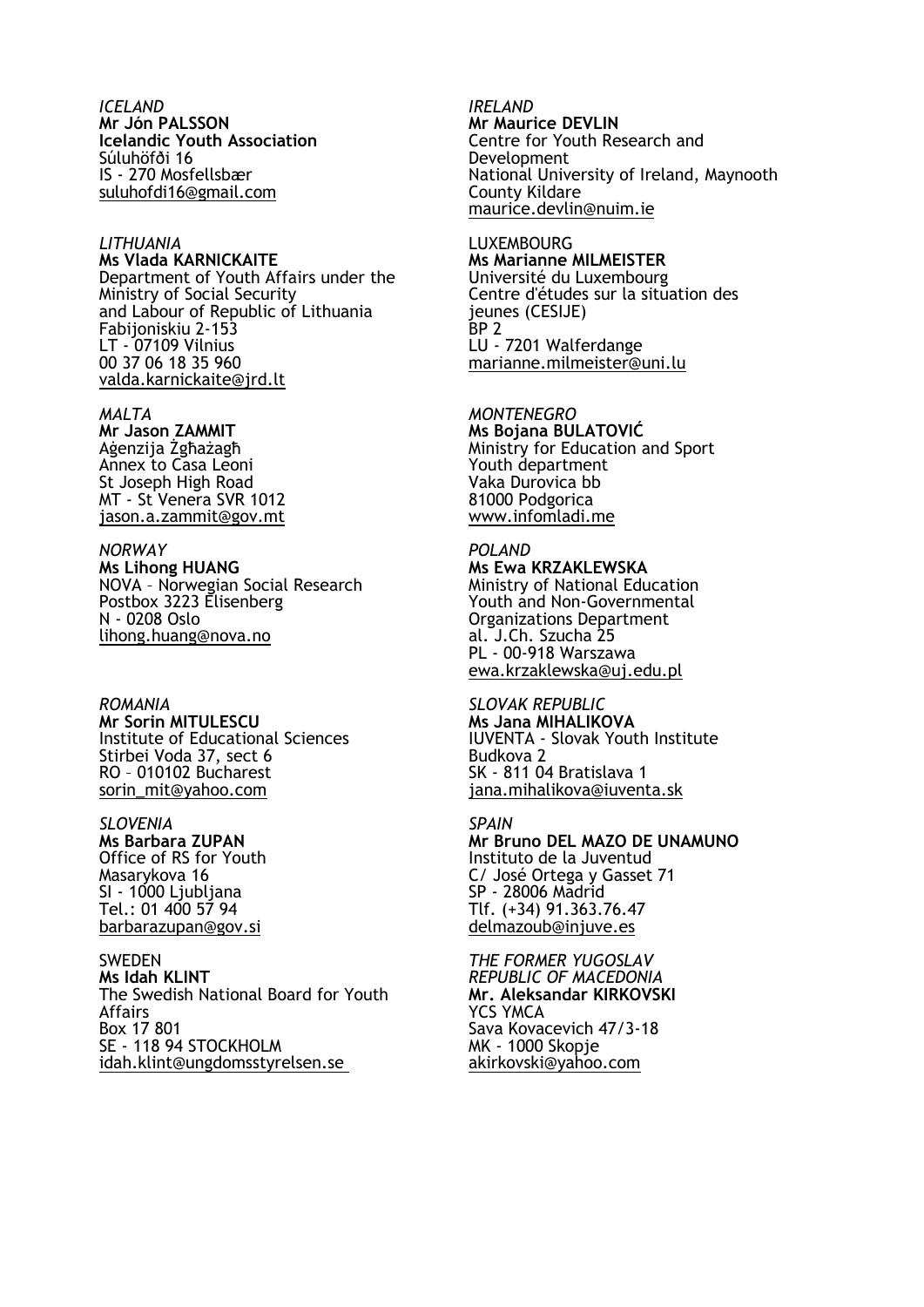*ICELAND*
**Mr Jón PALSSON**
**Icelandic Youth Association**
Súluhöfði 16
IS - 270 Mosfellsbær
suluhofdi16@gmail.com

*IRELAND*
**Mr Maurice DEVLIN**
Centre for Youth Research and Development
National University of Ireland, Maynooth
County Kildare
maurice.devlin@nuim.ie

*LITHUANIA*
**Ms Vlada KARNICKAITE**
Department of Youth Affairs under the Ministry of Social Security and Labour of Republic of Lithuania
Fabijoniskiu 2-153
LT - 07109 Vilnius
00 37 06 18 35 960
valda.karnickaite@jrd.lt

LUXEMBOURG
**Ms Marianne MILMEISTER**
Université du Luxembourg
Centre d'études sur la situation des jeunes (CESIJE)
BP 2
LU - 7201 Walferdange
marianne.milmeister@uni.lu

*MALTA*
**Mr Jason ZAMMIT**
Aġenzija Żgħażagħ
Annex to Casa Leoni
St Joseph High Road
MT - St Venera SVR 1012
jason.a.zammit@gov.mt

*MONTENEGRO*
**Ms Bojana BULATOVIĆ**
Ministry for Education and Sport
Youth department
Vaka Durovica bb
81000 Podgorica
www.infomladi.me

*NORWAY*
**Ms Lihong HUANG**
NOVA – Norwegian Social Research
Postbox 3223 Elisenberg
N - 0208 Oslo
lihong.huang@nova.no

*POLAND*
**Ms Ewa KRZAKLEWSKA**
Ministry of National Education
Youth and Non-Governmental Organizations Department
al. J.Ch. Szucha 25
PL - 00-918 Warszawa
ewa.krzaklewska@uj.edu.pl

*ROMANIA*
**Mr Sorin MITULESCU**
Institute of Educational Sciences
Stirbei Voda 37, sect 6
RO – 010102 Bucharest
sorin_mit@yahoo.com

*SLOVAK REPUBLIC*
**Ms Jana MIHALIKOVA**
IUVENTA - Slovak Youth Institute
Budkova 2
SK - 811 04 Bratislava 1
jana.mihalikova@iuventa.sk

*SLOVENIA*
**Ms Barbara ZUPAN**
Office of RS for Youth
Masarykova 16
SI - 1000 Ljubljana
Tel.: 01 400 57 94
barbarazupan@gov.si

*SPAIN*
**Mr Bruno DEL MAZO DE UNAMUNO**
Instituto de la Juventud
C/ José Ortega y Gasset 71
SP - 28006 Madrid
Tlf. (+34) 91.363.76.47
delmazoub@injuve.es

SWEDEN
**Ms Idah KLINT**
The Swedish National Board for Youth Affairs
Box 17 801
SE - 118 94 STOCKHOLM
idah.klint@ungdomsstyrelsen.se

*THE FORMER YUGOSLAV REPUBLIC OF MACEDONIA*
**Mr. Aleksandar KIRKOVSKI**
YCS YMCA
Sava Kovacevich 47/3-18
MK - 1000 Skopje
akirkovski@yahoo.com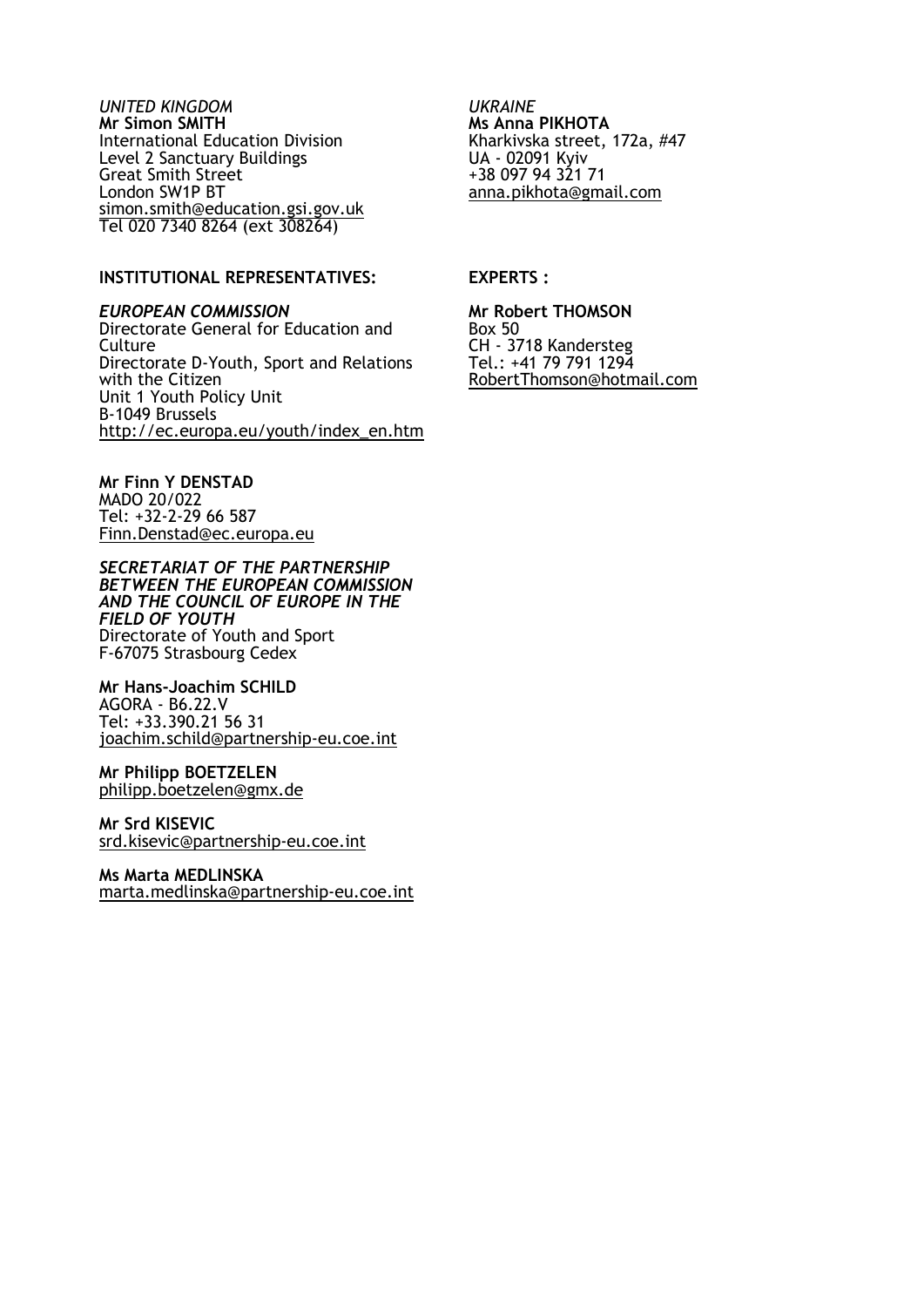*UNITED KINGDOM*
**Mr Simon SMITH**
International Education Division
Level 2 Sanctuary Buildings
Great Smith Street
London SW1P BT
simon.smith@education.gsi.gov.uk
Tel 020 7340 8264 (ext 308264)

*UKRAINE*
**Ms Anna PIKHOTA**
Kharkivska street, 172a, #47
UA - 02091 Kyiv
+38 097 94 321 71
anna.pikhota@gmail.com

**INSTITUTIONAL REPRESENTATIVES:**

***EUROPEAN COMMISSION***
Directorate General for Education and Culture
Directorate D-Youth, Sport and Relations with the Citizen
Unit 1 Youth Policy Unit
B-1049 Brussels
http://ec.europa.eu/youth/index_en.htm

**Mr Finn Y DENSTAD**
MADO 20/022
Tel: +32-2-29 66 587
Finn.Denstad@ec.europa.eu

***SECRETARIAT OF THE PARTNERSHIP BETWEEN THE EUROPEAN COMMISSION AND THE COUNCIL OF EUROPE IN THE FIELD OF YOUTH***
Directorate of Youth and Sport
F-67075 Strasbourg Cedex

**Mr Hans-Joachim SCHILD**
AGORA - B6.22.V
Tel: +33.390.21 56 31
joachim.schild@partnership-eu.coe.int

**Mr Philipp BOETZELEN**
philipp.boetzelen@gmx.de

**Mr Srd KISEVIC**
srd.kisevic@partnership-eu.coe.int

**Ms Marta MEDLINSKA**
marta.medlinska@partnership-eu.coe.int

**EXPERTS :**

**Mr Robert THOMSON**
Box 50
CH - 3718 Kandersteg
Tel.: +41 79 791 1294
RobertThomson@hotmail.com